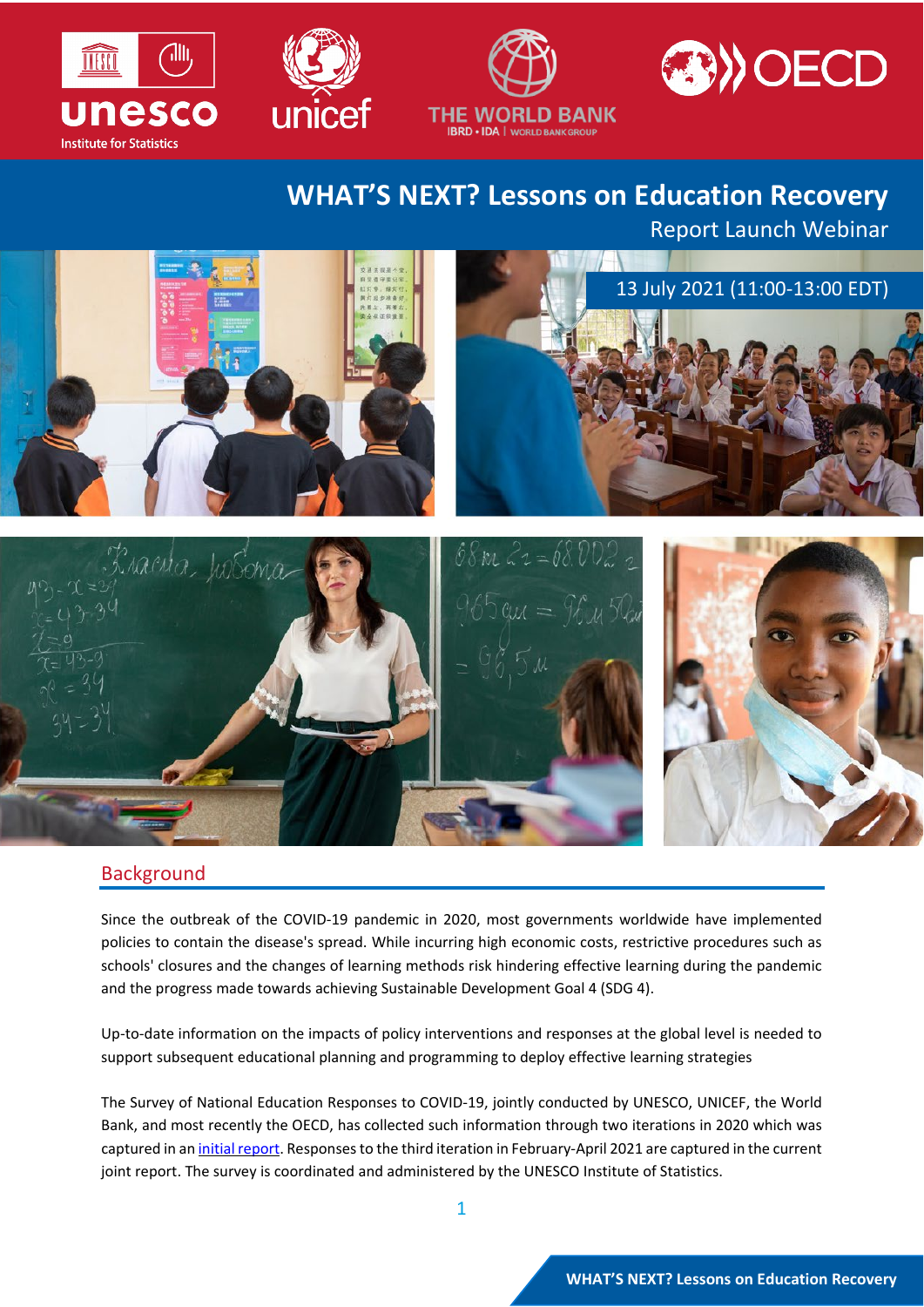# WHAT'S NEXT? Lessons on Education Recovery

Report Launch Webinar

13 July 2021 (11:00-13:00 EDT)

## Background

Since the outbreak of the COVID-19 pandemic in 2020, most governments worldwide have implemented policies to contain the disease's spread. While incurring high economic costs, restrictive procedures such as schools' closures and the changes of learning methods risk hindering effective learning during the pandemic and the progress made towards achieving Sustainable Development Goal 4 (SDG 4).

Up-to-date information on the impacts of policy interventions and responses at the global level is needed to support subsequent educational planning and programming to deploy effective learning strategies

The Survey of National Education Responses to COVID-19, jointly conducted by UNESCO, UNICEF, the World Bank, and most recently the OECD, has collected such information through two iterations in 2020 which was captured in an initial report. Responses to the third iteration in February-April 2021 are captured in the current joint report. The survey is coordinated and administered by the UNESCO Institute of Statistics.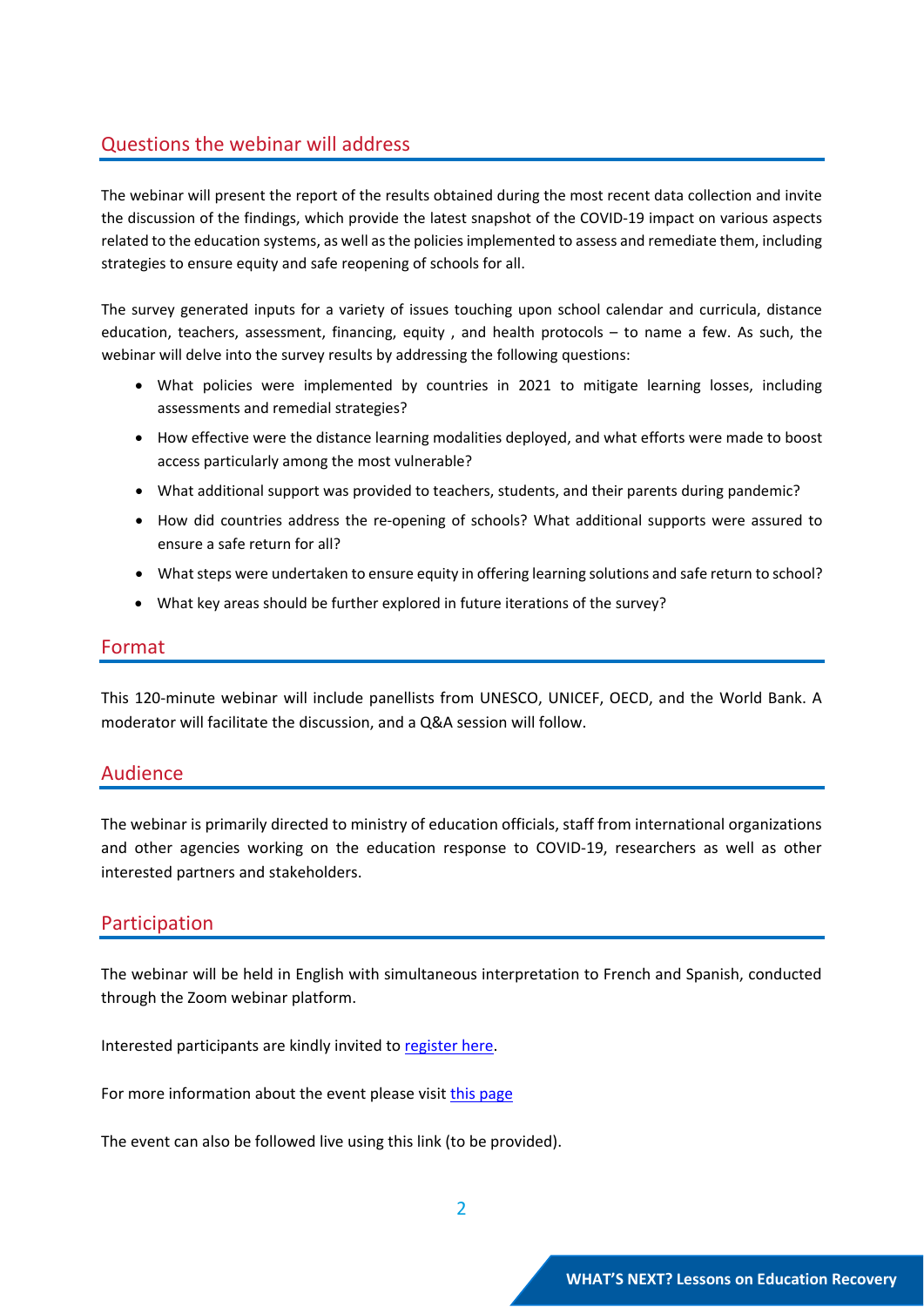## Questions the webinar will address

The webinar will present the report of the results obtained during the most recent data collection and invite the discussion of the findings, which provide the latest snapshot of the COVID-19 impact on various aspects related to the education systems, as well as the policies implemented to assess and remediate them, including strategies to ensure equity and safe reopening of schools for all.

The survey generated inputs for a variety of issues touching upon school calendar and curricula, distance education, teachers, assessment, financing, equity , and health protocols – to name a few. As such, the webinar will delve into the survey results by addressing the following questions:

- What policies were implemented by countries in 2021 to mitigate learning losses, including assessments and remedial strategies?
- How effective were the distance learning modalities deployed, and what efforts were made to boost access particularly among the most vulnerable?
- What additional support was provided to teachers, students, and their parents during pandemic?
- How did countries address the re-opening of schools? What additional supports were assured to ensure a safe return for all?
- What steps were undertaken to ensure equity in offering learning solutions and safe return to school?
- What key areas should be further explored in future iterations of the survey?

## Format

This 120-minute webinar will include panellists from UNESCO, UNICEF, OECD, and the World Bank. A moderator will facilitate the discussion, and a Q&A session will follow.

## Audience

The webinar is primarily directed to ministry of education officials, staff from international organizations and other agencies working on the education response to COVID-19, researchers as well as other interested partners and stakeholders.

## Participation

The webinar will be held in English with simultaneous interpretation to French and Spanish, conducted through the Zoom webinar platform.

Interested participants are kindly invited to register here.

For more information about the event please visit this page

The event can also be followed live using this link (to be provided).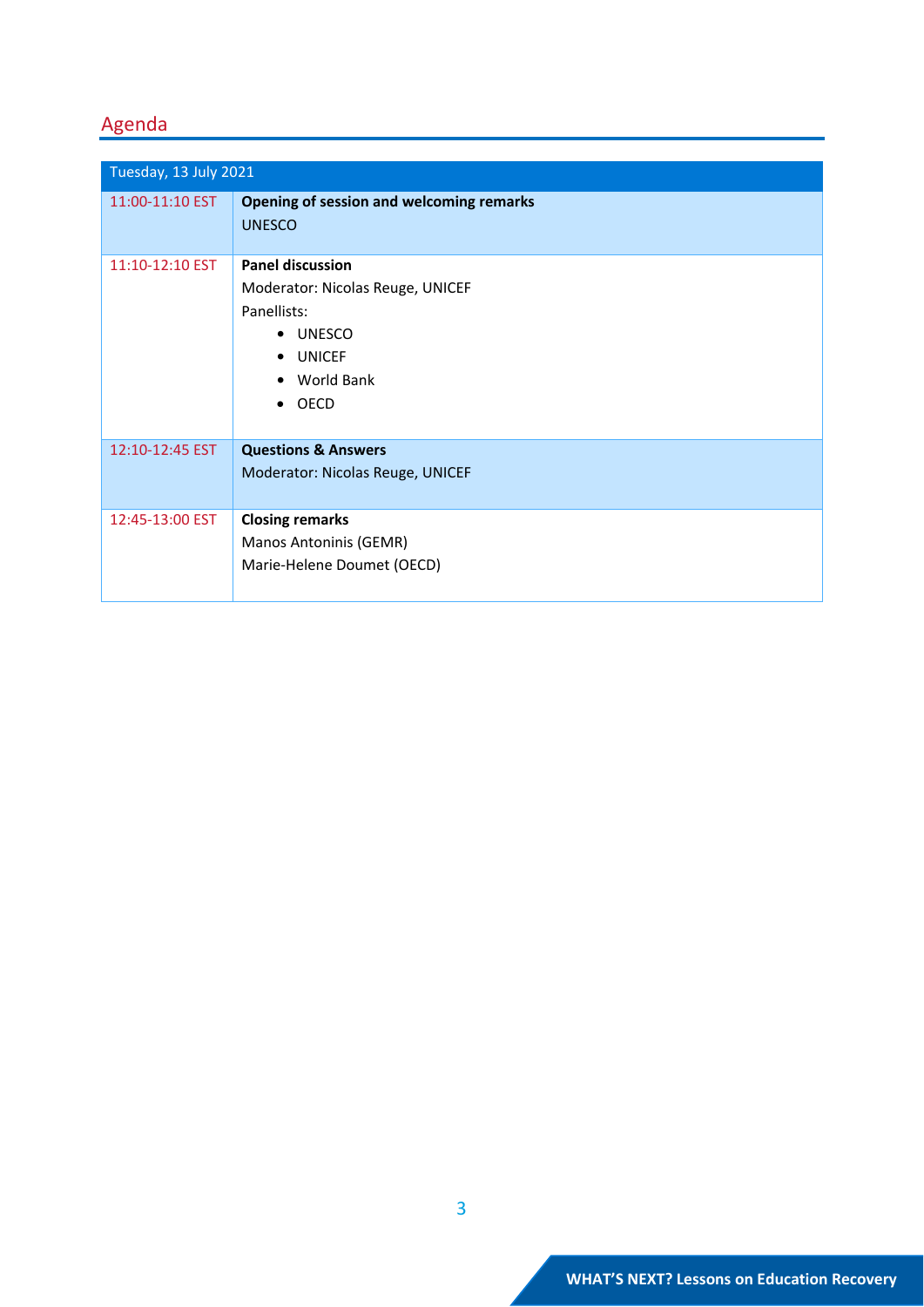## Agenda

| Tuesday, 13 July 2021 | |
|---|---|
| 11:00-11:10 EST | **Opening of session and welcoming remarks**<br>UNESCO |
| 11:10-12:10 EST | **Panel discussion**<br>Moderator: Nicolas Reuge, UNICEF<br>Panellists:<br>• UNESCO<br>• UNICEF<br>• World Bank<br>• OECD |
| 12:10-12:45 EST | **Questions & Answers**<br>Moderator: Nicolas Reuge, UNICEF |
| 12:45-13:00 EST | **Closing remarks**<br>Manos Antoninis (GEMR)<br>Marie-Helene Doumet (OECD) |